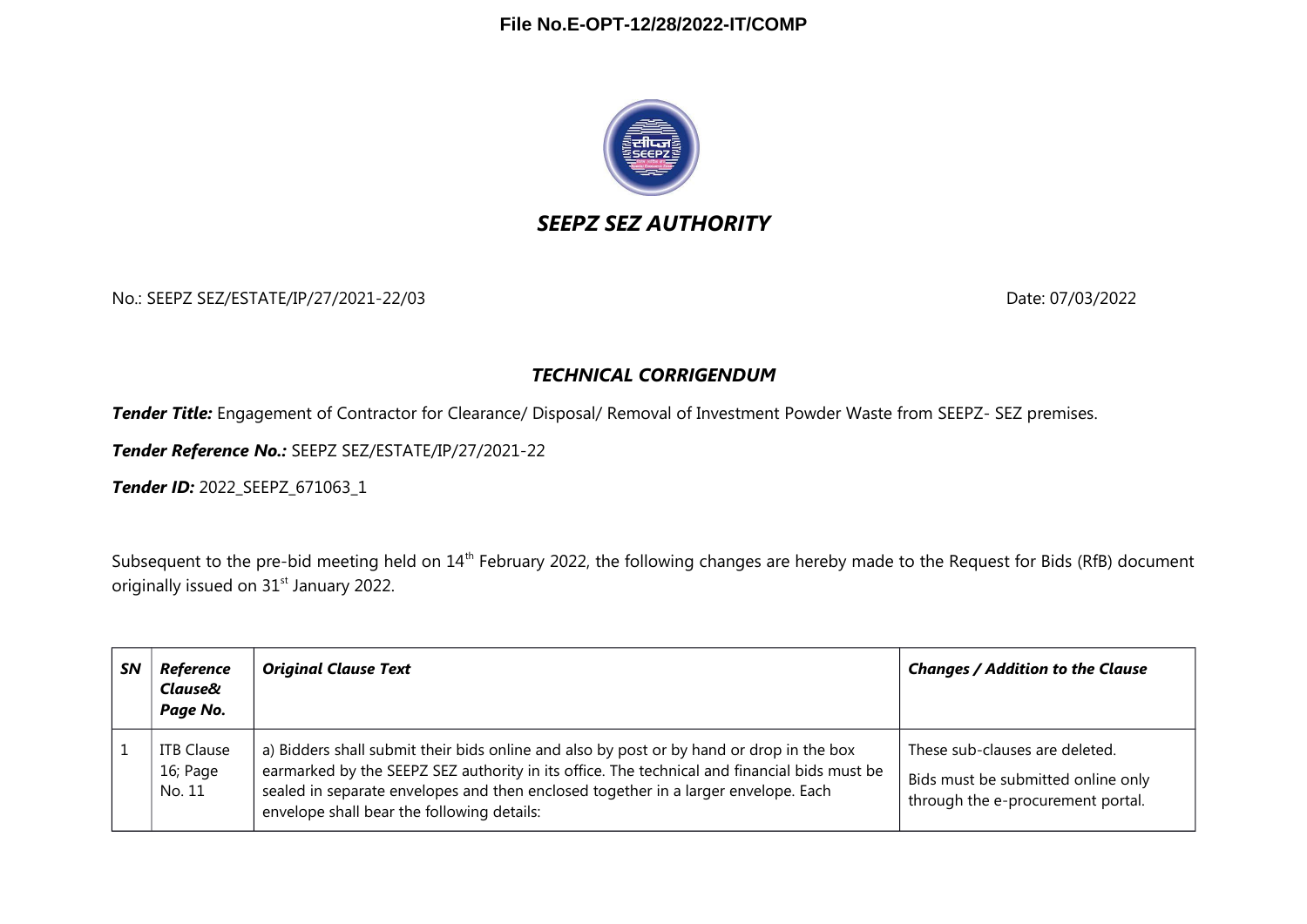File No.E-OPT-12/28/2022-IT/COMP

## *SEEPZ SEZ AUTHORITY*

No.: SEEPZ SEZ/ESTATE/IP/27/2021-22/03 Date: 07/03/2022

### *TECHNICAL CORRIGENDUM*

***Tender Title:*** Engagement of Contractor for Clearance/ Disposal/ Removal of Investment Powder Waste from SEEPZ- SEZ premises.

***Tender Reference No.:*** SEEPZ SEZ/ESTATE/IP/27/2021-22

***Tender ID:*** 2022_SEEPZ_671063_1

Subsequent to the pre-bid meeting held on 14th February 2022, the following changes are hereby made to the Request for Bids (RfB) document originally issued on 31st January 2022.

| ***SN*** | ***Reference Clause& Page No.*** | ***Original Clause Text*** | ***Changes / Addition to the Clause*** |
|---|---|---|---|
| 1 | ITB Clause 16; Page No. 11 | a) Bidders shall submit their bids online and also by post or by hand or drop in the box earmarked by the SEEPZ SEZ authority in its office. The technical and financial bids must be sealed in separate envelopes and then enclosed together in a larger envelope. Each envelope shall bear the following details: | These sub-clauses are deleted.<br><br>Bids must be submitted online only through the e-procurement portal. |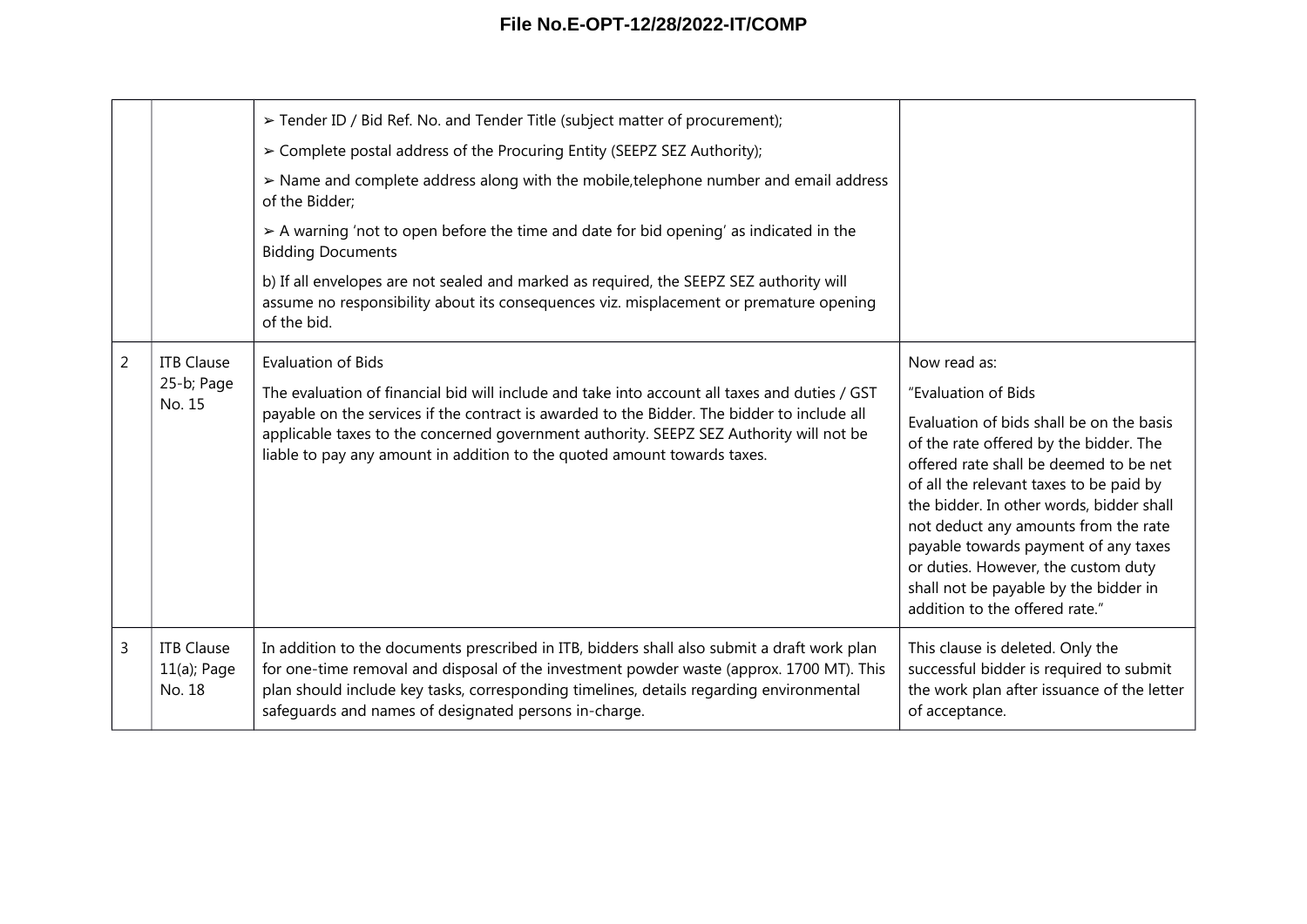| | | | |
|---|---|---|---|
| | | ➢ Tender ID / Bid Ref. No. and Tender Title (subject matter of procurement);<br><br>➢ Complete postal address of the Procuring Entity (SEEPZ SEZ Authority);<br><br>➢ Name and complete address along with the mobile,telephone number and email address of the Bidder;<br><br>➢ A warning 'not to open before the time and date for bid opening' as indicated in the Bidding Documents<br><br>b) If all envelopes are not sealed and marked as required, the SEEPZ SEZ authority will assume no responsibility about its consequences viz. misplacement or premature opening of the bid. | |
| 2 | ITB Clause 25-b; Page No. 15 | Evaluation of Bids<br><br>The evaluation of financial bid will include and take into account all taxes and duties / GST payable on the services if the contract is awarded to the Bidder. The bidder to include all applicable taxes to the concerned government authority. SEEPZ SEZ Authority will not be liable to pay any amount in addition to the quoted amount towards taxes. | Now read as:<br><br>"Evaluation of Bids<br><br>Evaluation of bids shall be on the basis of the rate offered by the bidder. The offered rate shall be deemed to be net of all the relevant taxes to be paid by the bidder. In other words, bidder shall not deduct any amounts from the rate payable towards payment of any taxes or duties. However, the custom duty shall not be payable by the bidder in addition to the offered rate." |
| 3 | ITB Clause 11(a); Page No. 18 | In addition to the documents prescribed in ITB, bidders shall also submit a draft work plan for one-time removal and disposal of the investment powder waste (approx. 1700 MT). This plan should include key tasks, corresponding timelines, details regarding environmental safeguards and names of designated persons in-charge. | This clause is deleted. Only the successful bidder is required to submit the work plan after issuance of the letter of acceptance. |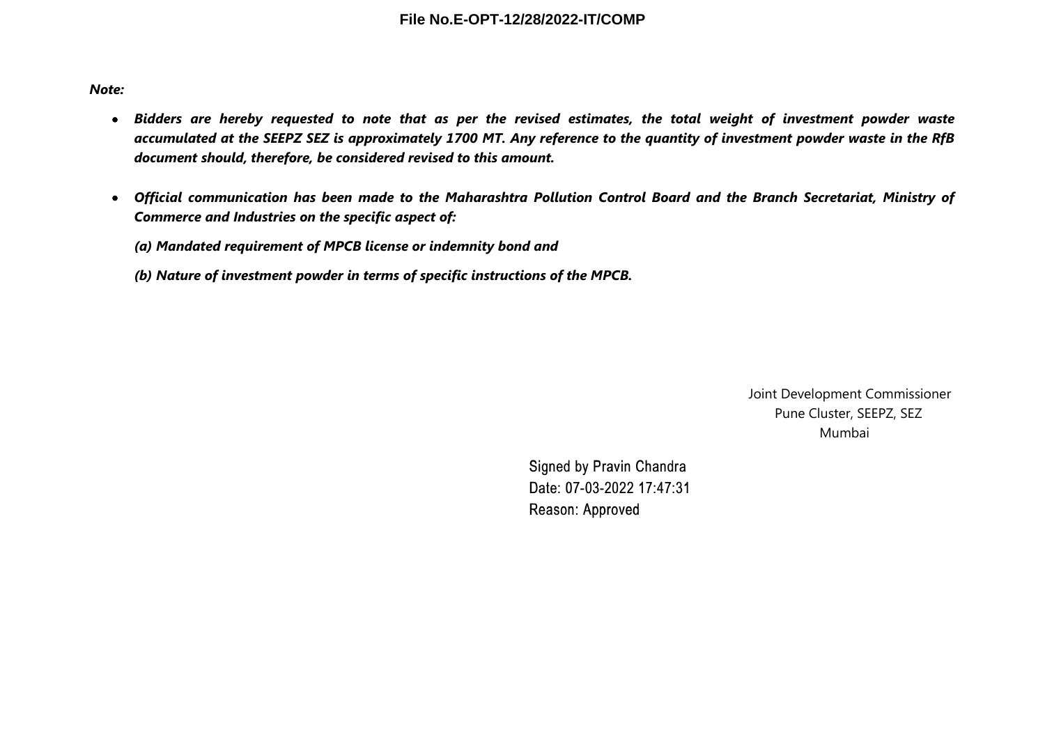***Note:***

- ***Bidders are hereby requested to note that as per the revised estimates, the total weight of investment powder waste accumulated at the SEEPZ SEZ is approximately 1700 MT. Any reference to the quantity of investment powder waste in the RfB document should, therefore, be considered revised to this amount.***

- ***Official communication has been made to the Maharashtra Pollution Control Board and the Branch Secretariat, Ministry of Commerce and Industries on the specific aspect of:***

  ***(a) Mandated requirement of MPCB license or indemnity bond and***

  ***(b) Nature of investment powder in terms of specific instructions of the MPCB.***

Joint Development Commissioner
Pune Cluster, SEEPZ, SEZ
Mumbai

Signed by Pravin Chandra
Date: 07-03-2022 17:47:31
Reason: Approved